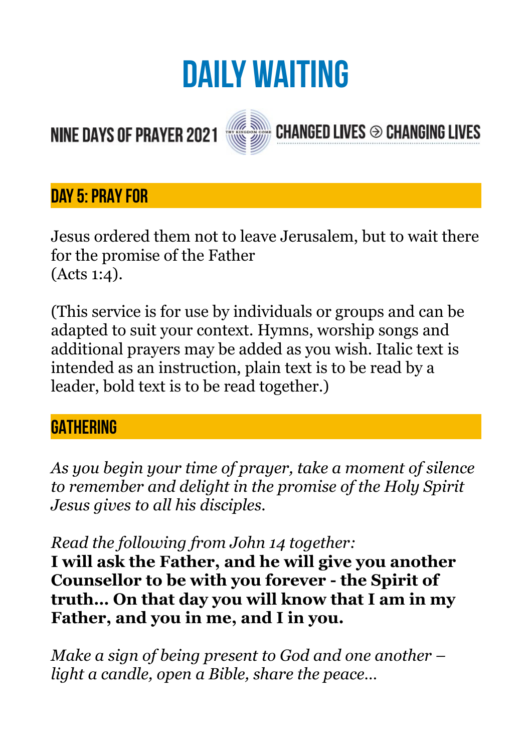# DAILY WAITING

NINE DAYS OF PRAYER 2021 CHANGED LIVES ⊛ CHANGING LIVES

## DAY 5: PRAY FOR

Jesus ordered them not to leave Jerusalem, but to wait there for the promise of the Father
(Acts 1:4).

(This service is for use by individuals or groups and can be adapted to suit your context. Hymns, worship songs and additional prayers may be added as you wish. Italic text is intended as an instruction, plain text is to be read by a leader, bold text is to be read together.)

## GATHERING

*As you begin your time of prayer, take a moment of silence to remember and delight in the promise of the Holy Spirit Jesus gives to all his disciples.*

*Read the following from John 14 together:*
**I will ask the Father, and he will give you another Counsellor to be with you forever - the Spirit of truth… On that day you will know that I am in my Father, and you in me, and I in you.**

*Make a sign of being present to God and one another – light a candle, open a Bible, share the peace…*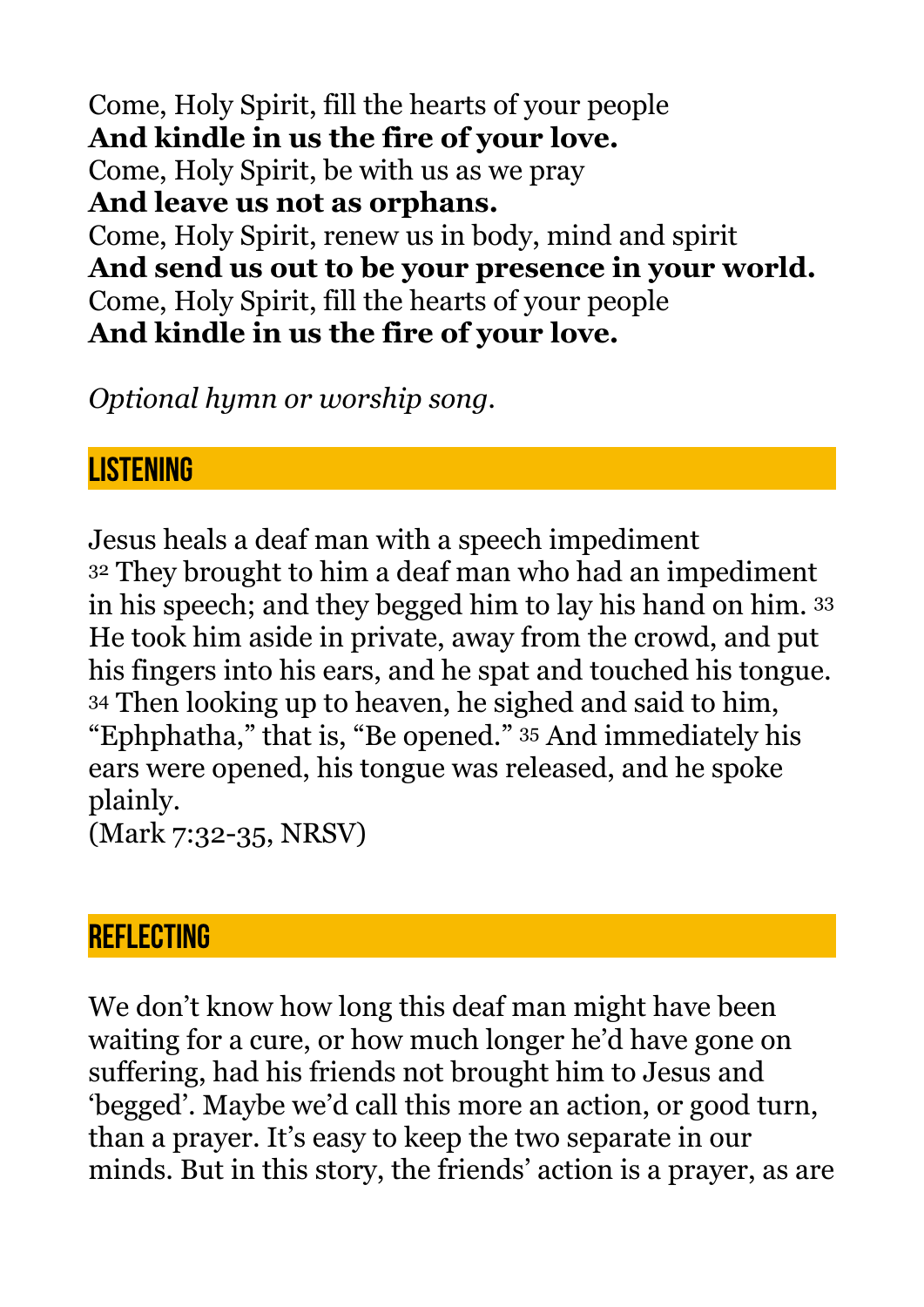Come, Holy Spirit, fill the hearts of your people
**And kindle in us the fire of your love.**
Come, Holy Spirit, be with us as we pray
**And leave us not as orphans.**
Come, Holy Spirit, renew us in body, mind and spirit
**And send us out to be your presence in your world.**
Come, Holy Spirit, fill the hearts of your people
**And kindle in us the fire of your love.**

*Optional hymn or worship song.*

## LISTENING

Jesus heals a deaf man with a speech impediment
32 They brought to him a deaf man who had an impediment in his speech; and they begged him to lay his hand on him. 33 He took him aside in private, away from the crowd, and put his fingers into his ears, and he spat and touched his tongue. 34 Then looking up to heaven, he sighed and said to him, "Ephphatha," that is, "Be opened." 35 And immediately his ears were opened, his tongue was released, and he spoke plainly.
(Mark 7:32-35, NRSV)

## REFLECTING

We don't know how long this deaf man might have been waiting for a cure, or how much longer he'd have gone on suffering, had his friends not brought him to Jesus and 'begged'. Maybe we'd call this more an action, or good turn, than a prayer. It's easy to keep the two separate in our minds. But in this story, the friends' action is a prayer, as are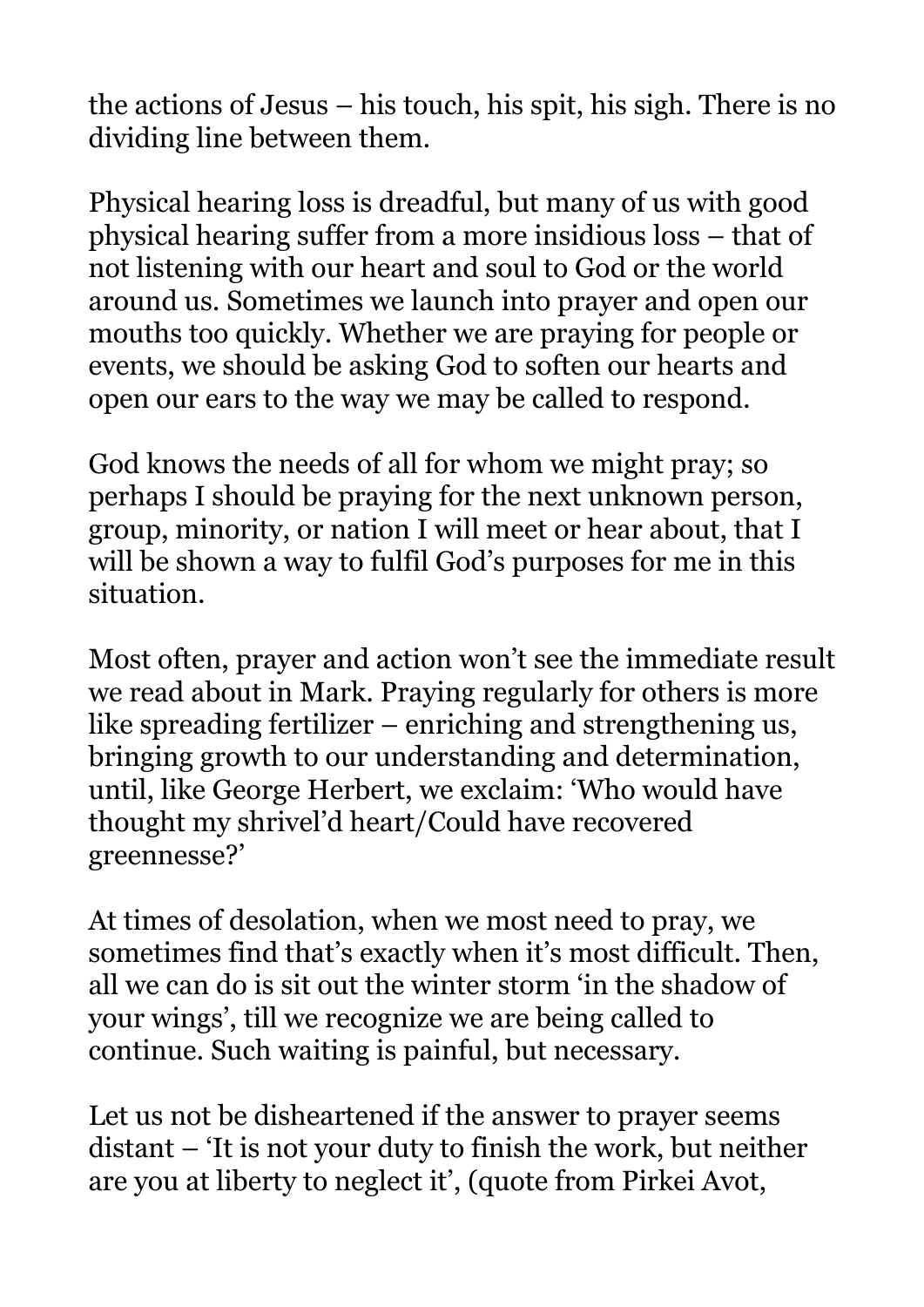the actions of Jesus – his touch, his spit, his sigh. There is no dividing line between them.

Physical hearing loss is dreadful, but many of us with good physical hearing suffer from a more insidious loss – that of not listening with our heart and soul to God or the world around us. Sometimes we launch into prayer and open our mouths too quickly. Whether we are praying for people or events, we should be asking God to soften our hearts and open our ears to the way we may be called to respond.

God knows the needs of all for whom we might pray; so perhaps I should be praying for the next unknown person, group, minority, or nation I will meet or hear about, that I will be shown a way to fulfil God's purposes for me in this situation.

Most often, prayer and action won't see the immediate result we read about in Mark. Praying regularly for others is more like spreading fertilizer – enriching and strengthening us, bringing growth to our understanding and determination, until, like George Herbert, we exclaim: 'Who would have thought my shrivel'd heart/Could have recovered greennesse?'

At times of desolation, when we most need to pray, we sometimes find that's exactly when it's most difficult. Then, all we can do is sit out the winter storm 'in the shadow of your wings', till we recognize we are being called to continue. Such waiting is painful, but necessary.

Let us not be disheartened if the answer to prayer seems distant – 'It is not your duty to finish the work, but neither are you at liberty to neglect it', (quote from Pirkei Avot,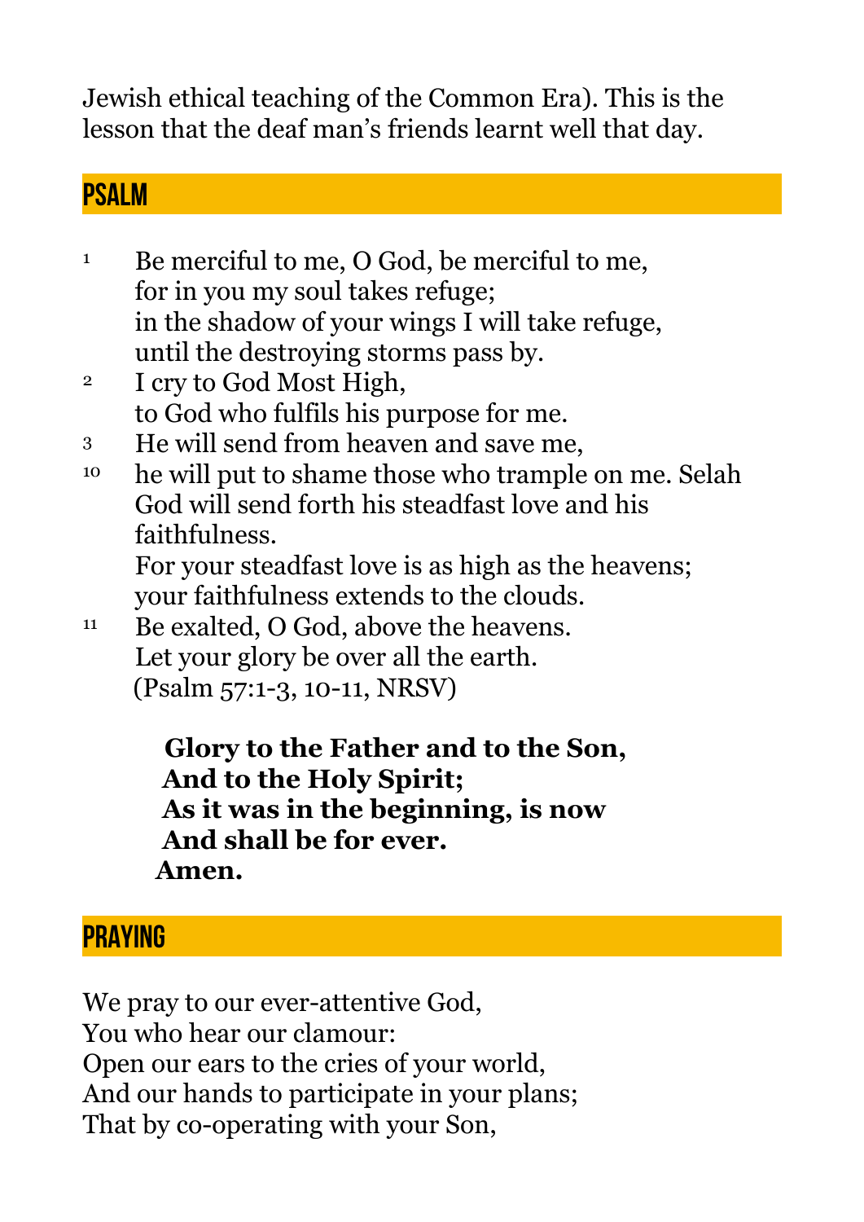Jewish ethical teaching of the Common Era). This is the lesson that the deaf man's friends learnt well that day.

## PSALM

[1] Be merciful to me, O God, be merciful to me,
for in you my soul takes refuge;
in the shadow of your wings I will take refuge,
until the destroying storms pass by.

[2] I cry to God Most High,
to God who fulfils his purpose for me.

[3] He will send from heaven and save me,
he will put to shame those who trample on me. Selah
God will send forth his steadfast love and his faithfulness.

[10] For your steadfast love is as high as the heavens;
your faithfulness extends to the clouds.

[11] Be exalted, O God, above the heavens.
Let your glory be over all the earth.
(Psalm 57:1-3, 10-11, NRSV)

**Glory to the Father and to the Son,**
**And to the Holy Spirit;**
**As it was in the beginning, is now**
**And shall be for ever.**
**Amen.**

## PRAYING

We pray to our ever-attentive God,
You who hear our clamour:
Open our ears to the cries of your world,
And our hands to participate in your plans;
That by co-operating with your Son,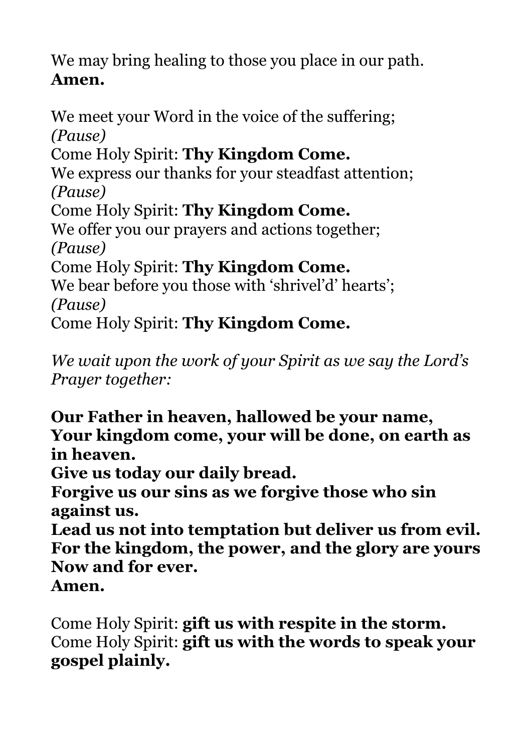We may bring healing to those you place in our path.
**Amen.**

We meet your Word in the voice of the suffering;
*(Pause)*
Come Holy Spirit: **Thy Kingdom Come.**
We express our thanks for your steadfast attention;
*(Pause)*
Come Holy Spirit: **Thy Kingdom Come.**
We offer you our prayers and actions together;
*(Pause)*
Come Holy Spirit: **Thy Kingdom Come.**
We bear before you those with 'shrivel'd' hearts';
*(Pause)*
Come Holy Spirit: **Thy Kingdom Come.**

*We wait upon the work of your Spirit as we say the Lord's Prayer together:*

**Our Father in heaven, hallowed be your name,**
**Your kingdom come, your will be done, on earth as in heaven.**
**Give us today our daily bread.**
**Forgive us our sins as we forgive those who sin against us.**
**Lead us not into temptation but deliver us from evil.**
**For the kingdom, the power, and the glory are yours**
**Now and for ever.**
**Amen.**

Come Holy Spirit: **gift us with respite in the storm.**
Come Holy Spirit: **gift us with the words to speak your gospel plainly.**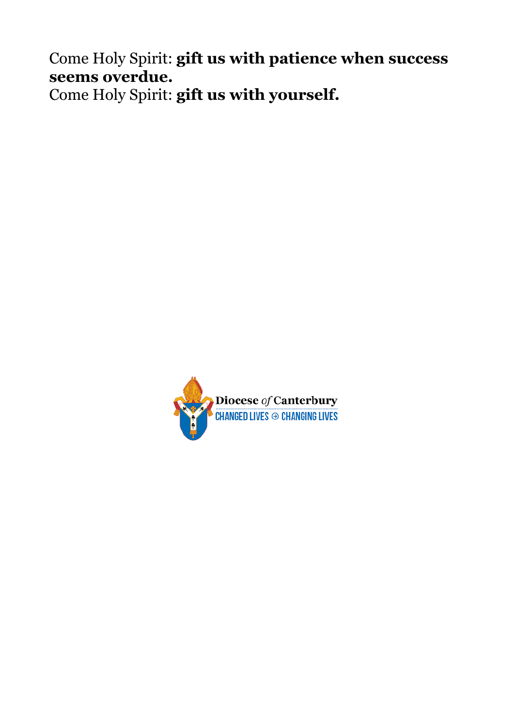Come Holy Spirit: **gift us with patience when success seems overdue.**
Come Holy Spirit: **gift us with yourself.**

Diocese *of* Canterbury
CHANGED LIVES ⊕ CHANGING LIVES